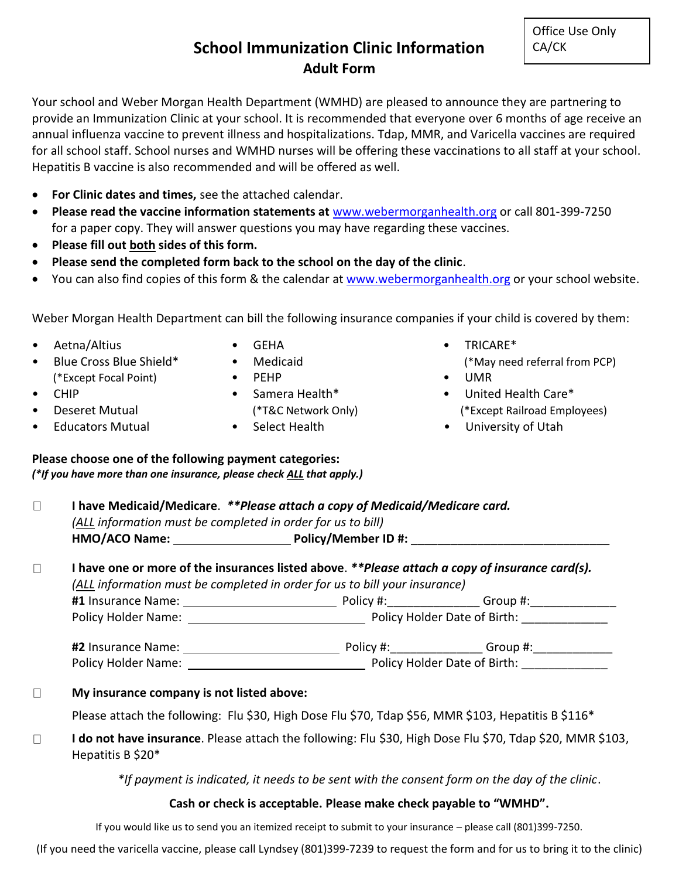Office Use Only
CA/CK

# School Immunization Clinic Information
## Adult Form

Your school and Weber Morgan Health Department (WMHD) are pleased to announce they are partnering to provide an Immunization Clinic at your school. It is recommended that everyone over 6 months of age receive an annual influenza vaccine to prevent illness and hospitalizations. Tdap, MMR, and Varicella vaccines are required for all school staff. School nurses and WMHD nurses will be offering these vaccinations to all staff at your school. Hepatitis B vaccine is also recommended and will be offered as well.

- **For Clinic dates and times,** see the attached calendar.
- **Please read the vaccine information statements at** www.webermorganhealth.org or call 801-399-7250 for a paper copy. They will answer questions you may have regarding these vaccines.
- **Please fill out both sides of this form.**
- **Please send the completed form back to the school on the day of the clinic**.
- You can also find copies of this form & the calendar at www.webermorganhealth.org or your school website.

Weber Morgan Health Department can bill the following insurance companies if your child is covered by them:

- Aetna/Altius
- Blue Cross Blue Shield* (*Except Focal Point)
- CHIP
- Deseret Mutual
- Educators Mutual
- GEHA
- Medicaid
- PEHP
- Samera Health* (*T&C Network Only)
- Select Health
- TRICARE* (*May need referral from PCP)
- UMR
- United Health Care* (*Except Railroad Employees)
- University of Utah

**Please choose one of the following payment categories:**
***(*If you have more than one insurance, please check ALL that apply.)***

☐ **I have Medicaid/Medicare**. ***\*\*Please attach a copy of Medicaid/Medicare card.***
*(ALL information must be completed in order for us to bill)*
**HMO/ACO Name:** __________________ **Policy/Member ID #:** ______________________________

☐ **I have one or more of the insurances listed above**. ***\*\*Please attach a copy of insurance card(s).***
*(ALL information must be completed in order for us to bill your insurance)*
**#1** Insurance Name: ______________________ Policy #:_____________ Group #:____________
Policy Holder Name: ___________________________ Policy Holder Date of Birth: _____________

**#2** Insurance Name: ______________________ Policy #:_____________ Group #:____________
Policy Holder Name: ___________________________ Policy Holder Date of Birth: _____________

☐ **My insurance company is not listed above:**
Please attach the following: Flu $30, High Dose Flu $70, Tdap $56, MMR $103, Hepatitis B $116*

☐ **I do not have insurance**. Please attach the following: Flu $30, High Dose Flu $70, Tdap $20, MMR $103, Hepatitis B $20*

*\*If payment is indicated, it needs to be sent with the consent form on the day of the clinic*.

**Cash or check is acceptable. Please make check payable to "WMHD".**

If you would like us to send you an itemized receipt to submit to your insurance – please call (801)399-7250.

(If you need the varicella vaccine, please call Lyndsey (801)399-7239 to request the form and for us to bring it to the clinic)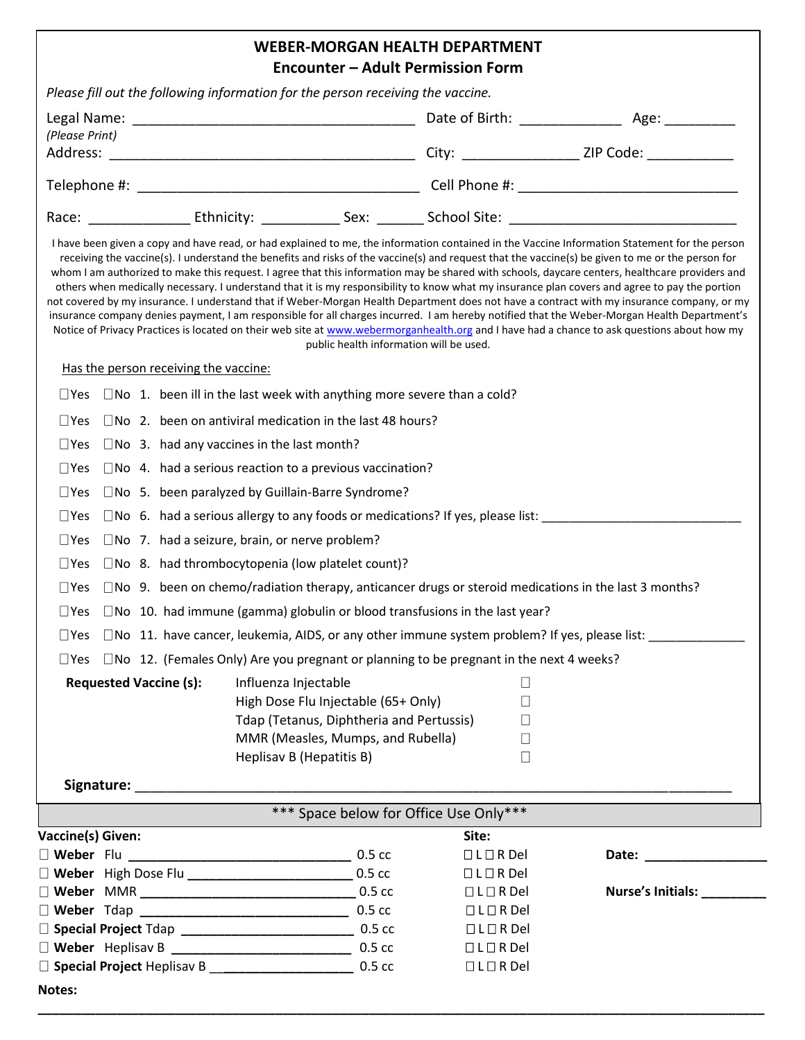# WEBER-MORGAN HEALTH DEPARTMENT

## Encounter – Adult Permission Form

*Please fill out the following information for the person receiving the vaccine.*

Legal Name: ___________________________________ Date of Birth: _____________ Age: _________
*(Please Print)*

Address: _______________________________________ City: _______________ ZIP Code: ___________

Telephone #: ____________________________________ Cell Phone #: ____________________________

Race: _____________ Ethnicity: __________ Sex: ______ School Site: _____________________________

I have been given a copy and have read, or had explained to me, the information contained in the Vaccine Information Statement for the person receiving the vaccine(s). I understand the benefits and risks of the vaccine(s) and request that the vaccine(s) be given to me or the person for whom I am authorized to make this request. I agree that this information may be shared with schools, daycare centers, healthcare providers and others when medically necessary. I understand that it is my responsibility to know what my insurance plan covers and agree to pay the portion not covered by my insurance. I understand that if Weber-Morgan Health Department does not have a contract with my insurance company, or my insurance company denies payment, I am responsible for all charges incurred. I am hereby notified that the Weber-Morgan Health Department's Notice of Privacy Practices is located on their web site at www.webermorganhealth.org and I have had a chance to ask questions about how my public health information will be used.

Has the person receiving the vaccine:

☐Yes ☐No 1. been ill in the last week with anything more severe than a cold?

☐Yes ☐No 2. been on antiviral medication in the last 48 hours?

☐Yes ☐No 3. had any vaccines in the last month?

☐Yes ☐No 4. had a serious reaction to a previous vaccination?

☐Yes ☐No 5. been paralyzed by Guillain-Barre Syndrome?

☐Yes ☐No 6. had a serious allergy to any foods or medications? If yes, please list: ____________________________

☐Yes ☐No 7. had a seizure, brain, or nerve problem?

☐Yes ☐No 8. had thrombocytopenia (low platelet count)?

☐Yes ☐No 9. been on chemo/radiation therapy, anticancer drugs or steroid medications in the last 3 months?

☐Yes ☐No 10. had immune (gamma) globulin or blood transfusions in the last year?

☐Yes ☐No 11. have cancer, leukemia, AIDS, or any other immune system problem? If yes, please list: _____________

☐Yes ☐No 12. (Females Only) Are you pregnant or planning to be pregnant in the next 4 weeks?

**Requested Vaccine (s):**

- Influenza Injectable ☐
- High Dose Flu Injectable (65+ Only) ☐
- Tdap (Tetanus, Diphtheria and Pertussis) ☐
- MMR (Measles, Mumps, and Rubella) ☐
- Heplisav B (Hepatitis B) ☐

**Signature:** ______________________________________________________________________________

*** Space below for Office Use Only***

| **Vaccine(s) Given:** | | **Site:** | |
|---|---|---|---|
| ☐ **Weber** Flu ______________________________ | 0.5 cc | ☐ L ☐ R Del | **Date:** ________________ |
| ☐ **Weber** High Dose Flu ______________________ | 0.5 cc | ☐ L ☐ R Del | |
| ☐ **Weber** MMR ______________________________ | 0.5 cc | ☐ L ☐ R Del | **Nurse's Initials:** _________ |
| ☐ **Weber** Tdap ______________________________ | 0.5 cc | ☐ L ☐ R Del | |
| ☐ **Special Project** Tdap ________________________ | 0.5 cc | ☐ L ☐ R Del | |
| ☐ **Weber** Heplisav B ___________________________ | 0.5 cc | ☐ L ☐ R Del | |
| ☐ **Special Project** Heplisav B ___________________ | 0.5 cc | ☐ L ☐ R Del | |

**Notes:**

______________________________________________________________________________________________